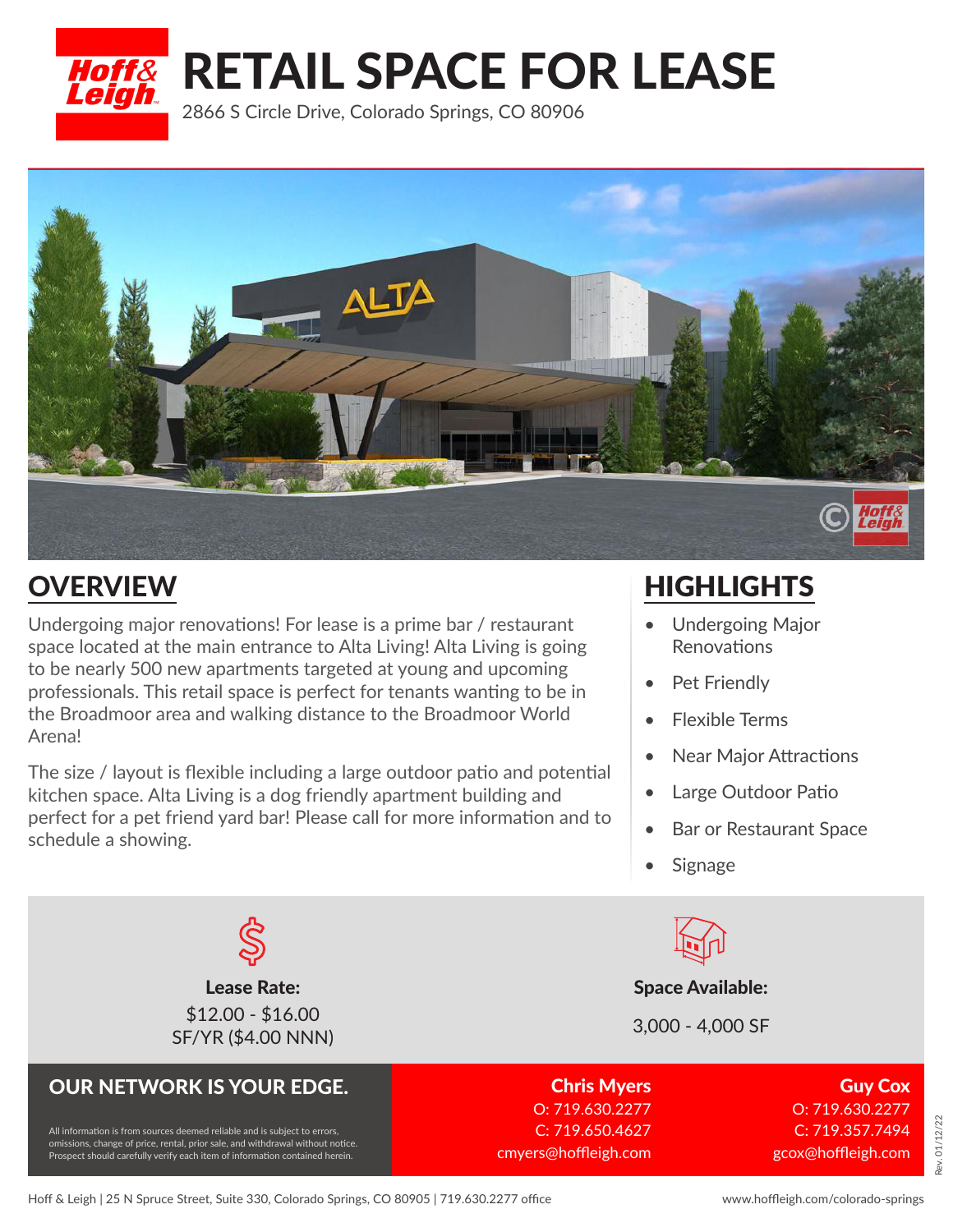# RETAIL SPACE FOR LEASE

2866 S Circle Drive, Colorado Springs, CO 80906

## OVERVIEW

Undergoing major renovations! For lease is a prime bar / restaurant space located at the main entrance to Alta Living! Alta Living is going to be nearly 500 new apartments targeted at young and upcoming professionals. This retail space is perfect for tenants wanting to be in the Broadmoor area and walking distance to the Broadmoor World Arena!

The size / layout is flexible including a large outdoor patio and potential kitchen space. Alta Living is a dog friendly apartment building and perfect for a pet friend yard bar! Please call for more information and to schedule a showing.

## HIGHLIGHTS

- Undergoing Major Renovations
- Pet Friendly
- Flexible Terms
- Near Major Attractions
- Large Outdoor Patio
- Bar or Restaurant Space
- Signage

**Lease Rate:**
$12.00 - $16.00 SF/YR ($4.00 NNN)

**Space Available:**
3,000 - 4,000 SF

## OUR NETWORK IS YOUR EDGE.

All information is from sources deemed reliable and is subject to errors, omissions, change of price, rental, prior sale, and withdrawal without notice. Prospect should carefully verify each item of information contained herein.

**Chris Myers**
O: 719.630.2277
C: 719.650.4627
cmyers@hoffleigh.com

**Guy Cox**
O: 719.630.2277
C: 719.357.7494
gcox@hoffleigh.com

Rev. 01/12/22

Hoff & Leigh | 25 N Spruce Street, Suite 330, Colorado Springs, CO 80905 | 719.630.2277 office

www.hoffleigh.com/colorado-springs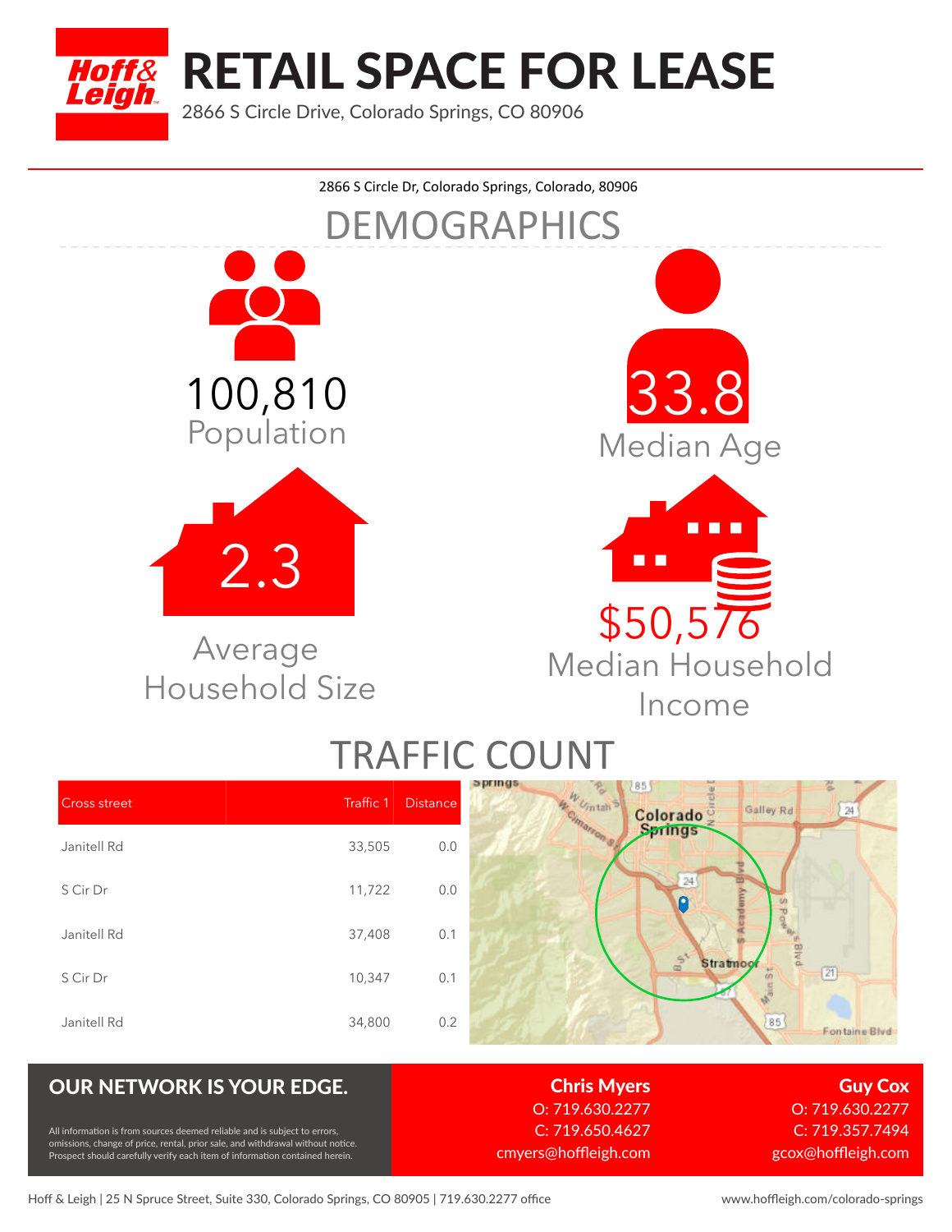# RETAIL SPACE FOR LEASE

2866 S Circle Drive, Colorado Springs, CO 80906

2866 S Circle Dr, Colorado Springs, Colorado, 80906

## DEMOGRAPHICS

100,810
Population

33.8
Median Age

2.3
Average Household Size

$50,576
Median Household Income

## TRAFFIC COUNT

| Cross street | Traffic 1 | Distance |
|---|---|---|
| Janitell Rd | 33,505 | 0.0 |
| S Cir Dr | 11,722 | 0.0 |
| Janitell Rd | 37,408 | 0.1 |
| S Cir Dr | 10,347 | 0.1 |
| Janitell Rd | 34,800 | 0.2 |

## OUR NETWORK IS YOUR EDGE.

All information is from sources deemed reliable and is subject to errors, omissions, change of price, rental, prior sale, and withdrawal without notice. Prospect should carefully verify each item of information contained herein.

**Chris Myers**
O: 719.630.2277
C: 719.650.4627
cmyers@hoffleigh.com

**Guy Cox**
O: 719.630.2277
C: 719.357.7494
gcox@hoffleigh.com

Hoff & Leigh | 25 N Spruce Street, Suite 330, Colorado Springs, CO 80905 | 719.630.2277 office www.hoffleigh.com/colorado-springs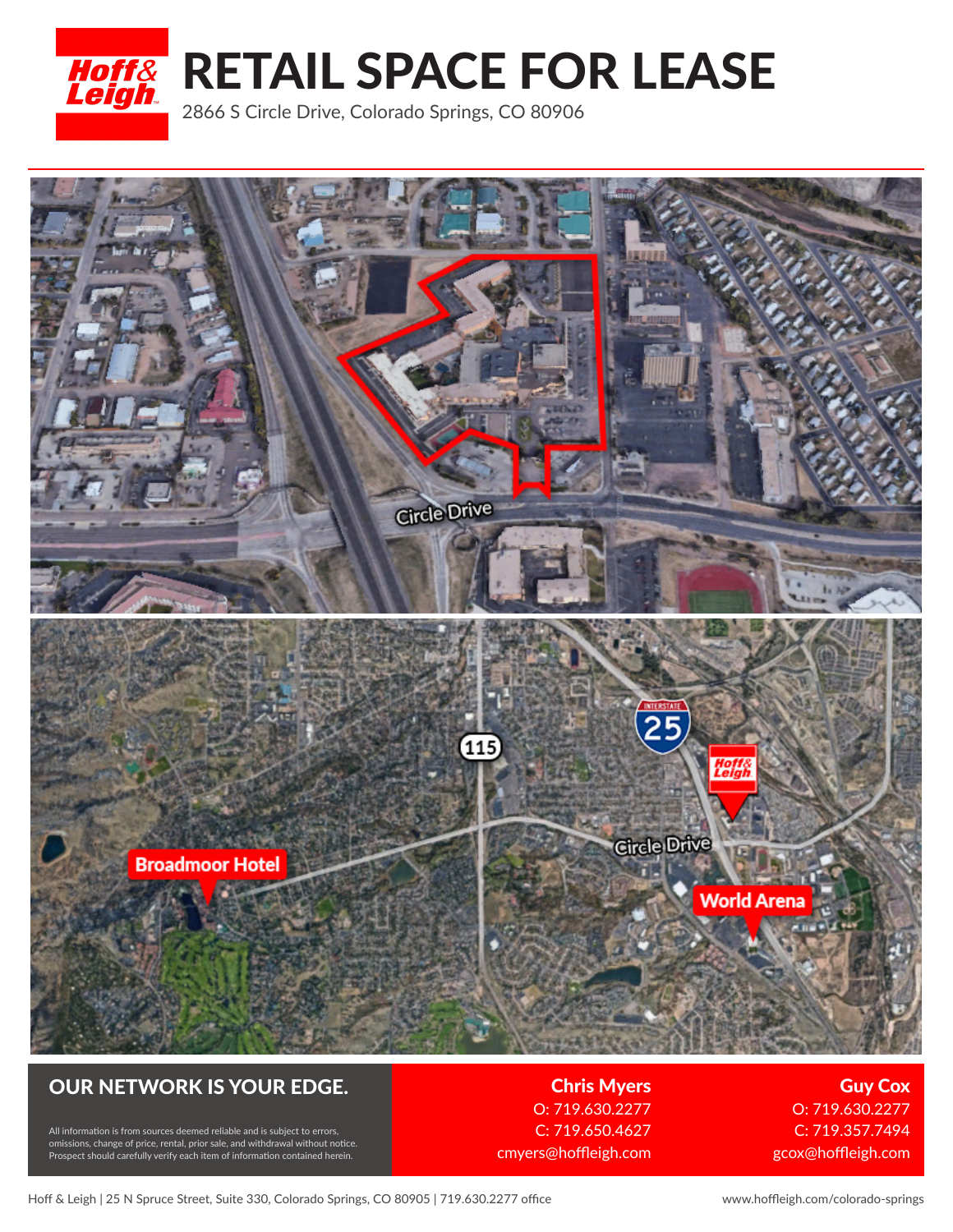# RETAIL SPACE FOR LEASE

2866 S Circle Drive, Colorado Springs, CO 80906

Circle Drive

115

25

Circle Drive

Broadmoor Hotel

World Arena

## OUR NETWORK IS YOUR EDGE.

All information is from sources deemed reliable and is subject to errors, omissions, change of price, rental, prior sale, and withdrawal without notice. Prospect should carefully verify each item of information contained herein.

**Chris Myers**
O: 719.630.2277
C: 719.650.4627
cmyers@hoffleigh.com

**Guy Cox**
O: 719.630.2277
C: 719.357.7494
gcox@hoffleigh.com

Hoff & Leigh | 25 N Spruce Street, Suite 330, Colorado Springs, CO 80905 | 719.630.2277 office

www.hoffleigh.com/colorado-springs